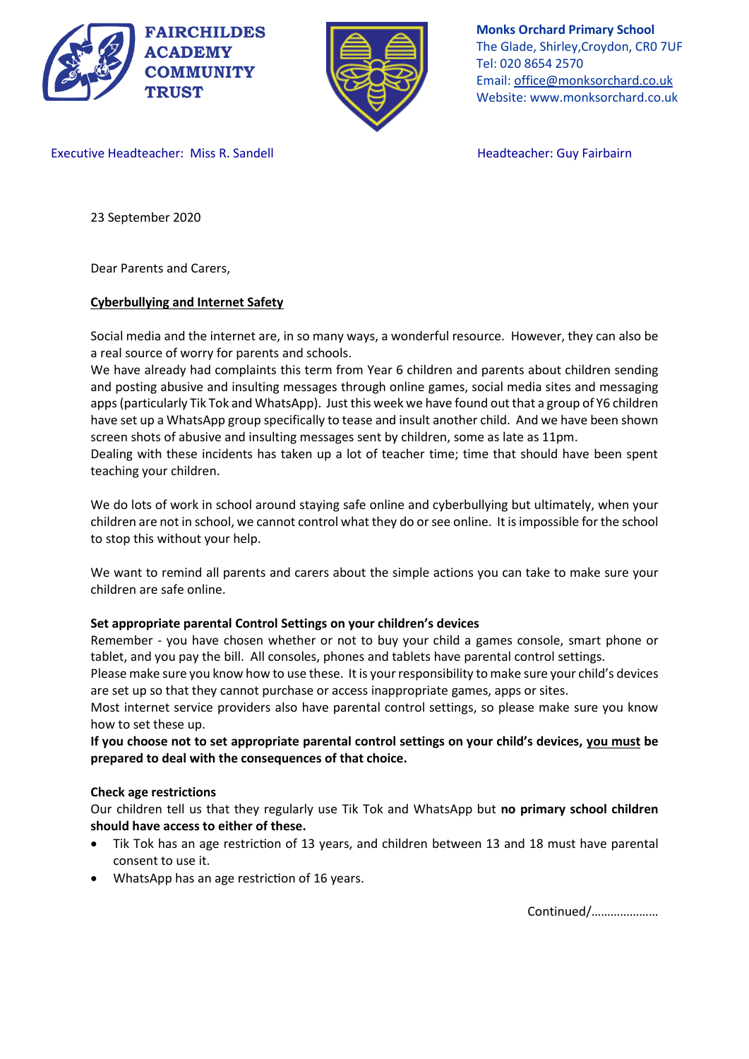FAIRCHILDES ACADEMY COMMUNITY TRUST

**Monks Orchard Primary School**
The Glade, Shirley,Croydon, CR0 7UF
Tel: 020 8654 2570
Email: office@monksorchard.co.uk
Website: www.monksorchard.co.uk

Executive Headteacher: Miss R. Sandell

Headteacher: Guy Fairbairn

23 September 2020

Dear Parents and Carers,

**Cyberbullying and Internet Safety**

Social media and the internet are, in so many ways, a wonderful resource. However, they can also be a real source of worry for parents and schools.
We have already had complaints this term from Year 6 children and parents about children sending and posting abusive and insulting messages through online games, social media sites and messaging apps (particularly Tik Tok and WhatsApp). Just this week we have found out that a group of Y6 children have set up a WhatsApp group specifically to tease and insult another child. And we have been shown screen shots of abusive and insulting messages sent by children, some as late as 11pm.
Dealing with these incidents has taken up a lot of teacher time; time that should have been spent teaching your children.

We do lots of work in school around staying safe online and cyberbullying but ultimately, when your children are not in school, we cannot control what they do or see online. It is impossible for the school to stop this without your help.

We want to remind all parents and carers about the simple actions you can take to make sure your children are safe online.

**Set appropriate parental Control Settings on your children's devices**
Remember - you have chosen whether or not to buy your child a games console, smart phone or tablet, and you pay the bill. All consoles, phones and tablets have parental control settings.
Please make sure you know how to use these. It is your responsibility to make sure your child's devices are set up so that they cannot purchase or access inappropriate games, apps or sites.
Most internet service providers also have parental control settings, so please make sure you know how to set these up.
**If you choose not to set appropriate parental control settings on your child's devices, you must be prepared to deal with the consequences of that choice.**

**Check age restrictions**
Our children tell us that they regularly use Tik Tok and WhatsApp but **no primary school children should have access to either of these.**

- Tik Tok has an age restriction of 13 years, and children between 13 and 18 must have parental consent to use it.
- WhatsApp has an age restriction of 16 years.

Continued/…………………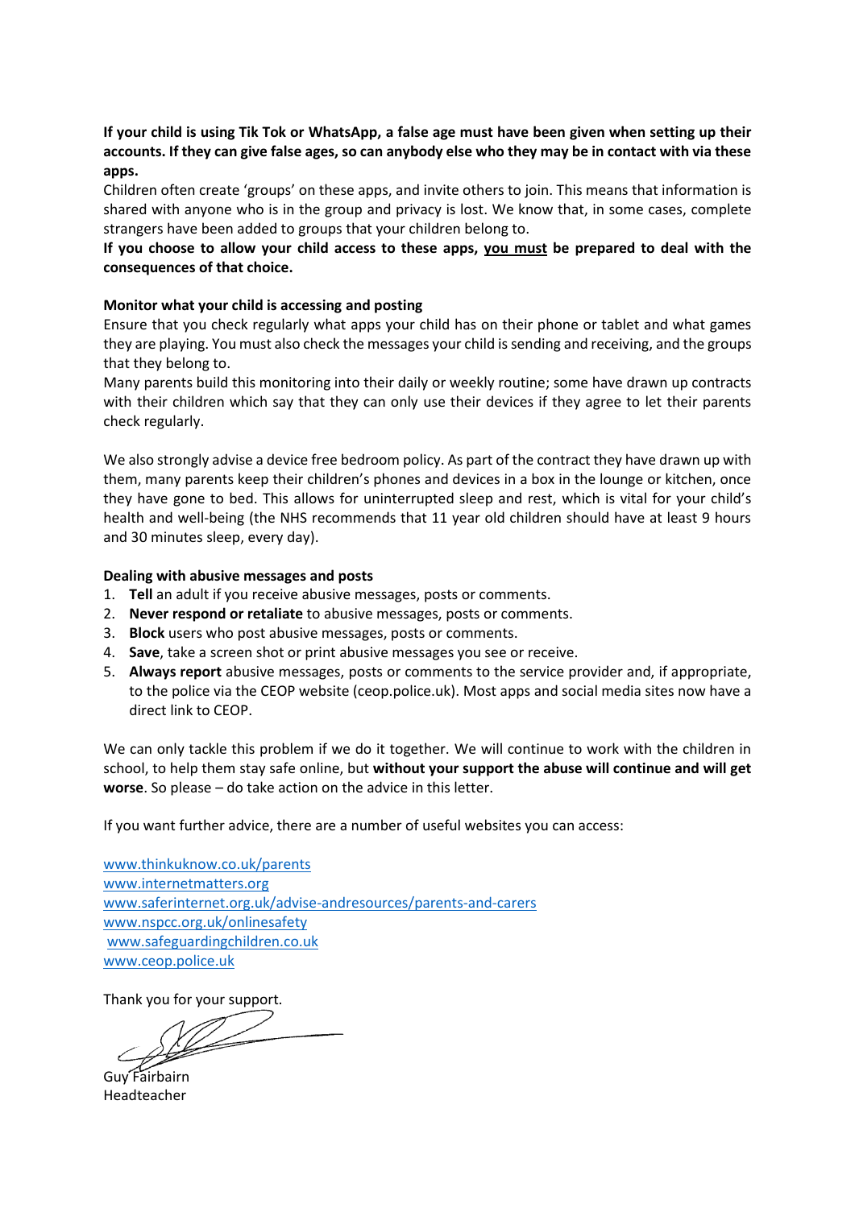**If your child is using Tik Tok or WhatsApp, a false age must have been given when setting up their accounts. If they can give false ages, so can anybody else who they may be in contact with via these apps.**

Children often create 'groups' on these apps, and invite others to join. This means that information is shared with anyone who is in the group and privacy is lost. We know that, in some cases, complete strangers have been added to groups that your children belong to.

**If you choose to allow your child access to these apps, <u>you must</u> be prepared to deal with the consequences of that choice.**

**Monitor what your child is accessing and posting**

Ensure that you check regularly what apps your child has on their phone or tablet and what games they are playing. You must also check the messages your child is sending and receiving, and the groups that they belong to.

Many parents build this monitoring into their daily or weekly routine; some have drawn up contracts with their children which say that they can only use their devices if they agree to let their parents check regularly.

We also strongly advise a device free bedroom policy. As part of the contract they have drawn up with them, many parents keep their children's phones and devices in a box in the lounge or kitchen, once they have gone to bed. This allows for uninterrupted sleep and rest, which is vital for your child's health and well-being (the NHS recommends that 11 year old children should have at least 9 hours and 30 minutes sleep, every day).

**Dealing with abusive messages and posts**

1. **Tell** an adult if you receive abusive messages, posts or comments.
2. **Never respond or retaliate** to abusive messages, posts or comments.
3. **Block** users who post abusive messages, posts or comments.
4. **Save**, take a screen shot or print abusive messages you see or receive.
5. **Always report** abusive messages, posts or comments to the service provider and, if appropriate, to the police via the CEOP website (ceop.police.uk). Most apps and social media sites now have a direct link to CEOP.

We can only tackle this problem if we do it together. We will continue to work with the children in school, to help them stay safe online, but **without your support the abuse will continue and will get worse**. So please – do take action on the advice in this letter.

If you want further advice, there are a number of useful websites you can access:

www.thinkuknow.co.uk/parents
www.internetmatters.org
www.saferinternet.org.uk/advise-andresources/parents-and-carers
www.nspcc.org.uk/onlinesafety
www.safeguardingchildren.co.uk
www.ceop.police.uk

Thank you for your support.

Guy Fairbairn
Headteacher